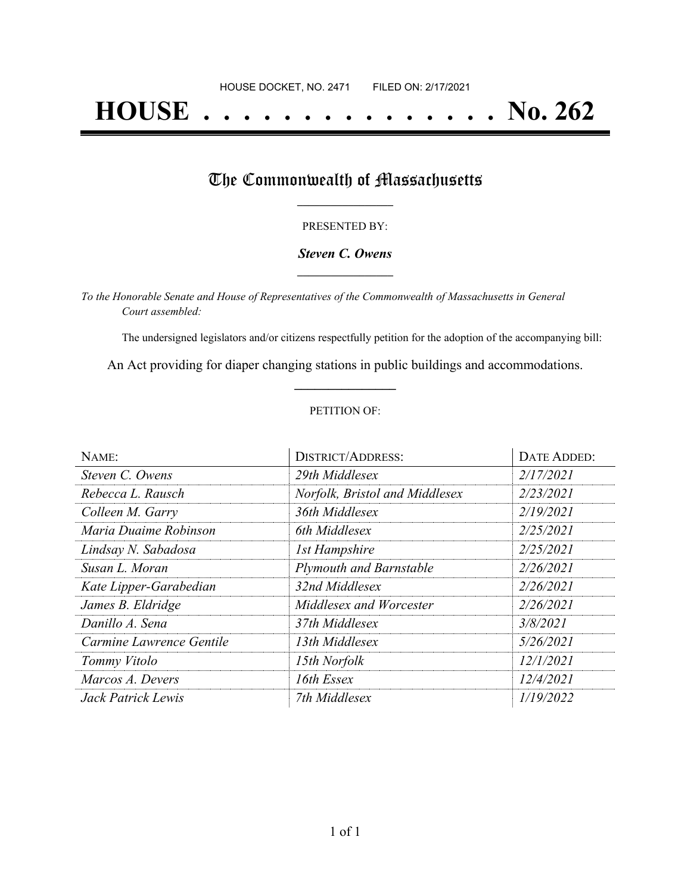HOUSE DOCKET, NO. 2471 FILED ON: 2/17/2021

# HOUSE . . . . . . . . . . . . . . . No. 262

## The Commonwealth of Massachusetts

PRESENTED BY:

***Steven C. Owens***

*To the Honorable Senate and House of Representatives of the Commonwealth of Massachusetts in General Court assembled:*

The undersigned legislators and/or citizens respectfully petition for the adoption of the accompanying bill:

An Act providing for diaper changing stations in public buildings and accommodations.

PETITION OF:

| NAME: | DISTRICT/ADDRESS: | DATE ADDED: |
| --- | --- | --- |
| *Steven C. Owens* | *29th Middlesex* | *2/17/2021* |
| *Rebecca L. Rausch* | *Norfolk, Bristol and Middlesex* | *2/23/2021* |
| *Colleen M. Garry* | *36th Middlesex* | *2/19/2021* |
| *Maria Duaime Robinson* | *6th Middlesex* | *2/25/2021* |
| *Lindsay N. Sabadosa* | *1st Hampshire* | *2/25/2021* |
| *Susan L. Moran* | *Plymouth and Barnstable* | *2/26/2021* |
| *Kate Lipper-Garabedian* | *32nd Middlesex* | *2/26/2021* |
| *James B. Eldridge* | *Middlesex and Worcester* | *2/26/2021* |
| *Danillo A. Sena* | *37th Middlesex* | *3/8/2021* |
| *Carmine Lawrence Gentile* | *13th Middlesex* | *5/26/2021* |
| *Tommy Vitolo* | *15th Norfolk* | *12/1/2021* |
| *Marcos A. Devers* | *16th Essex* | *12/4/2021* |
| *Jack Patrick Lewis* | *7th Middlesex* | *1/19/2022* |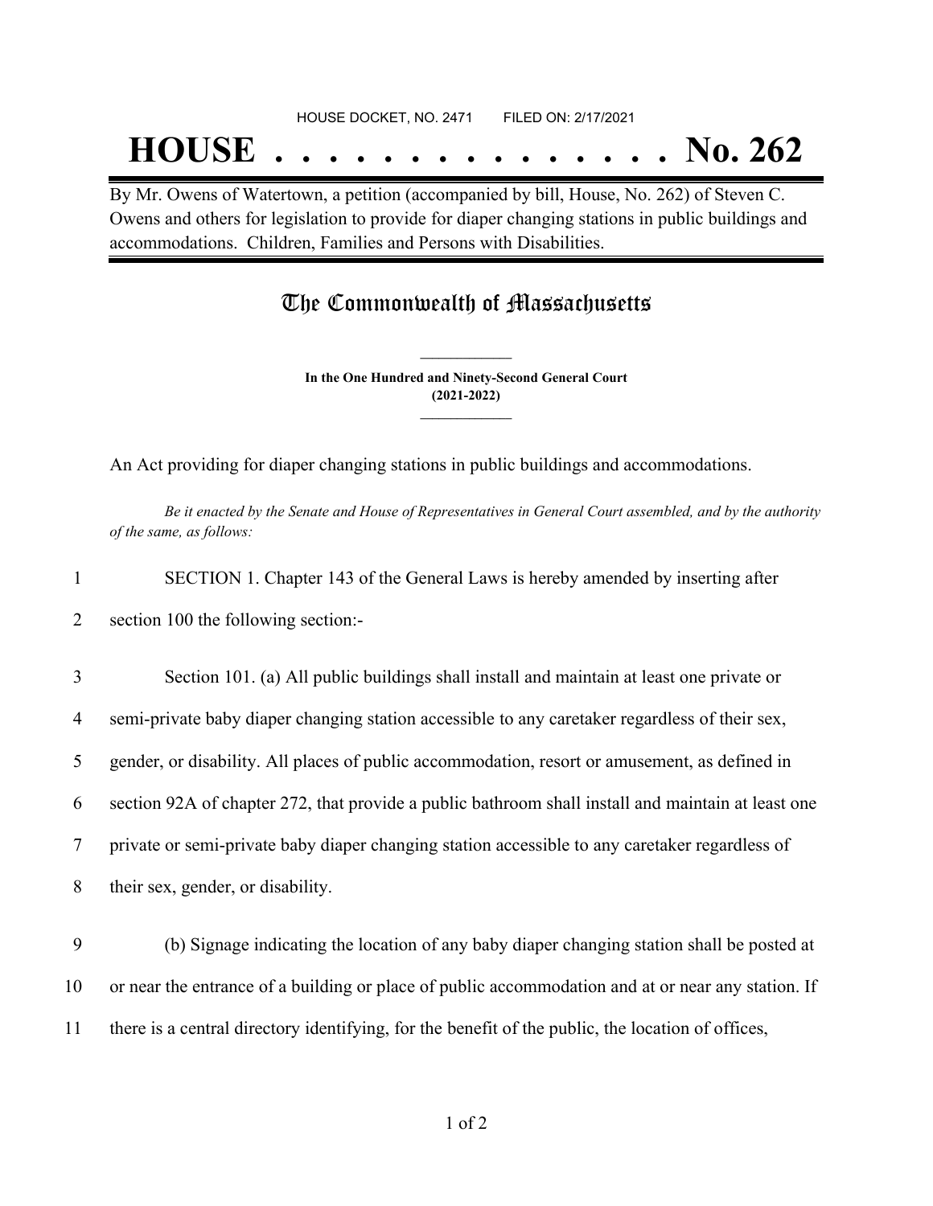HOUSE DOCKET, NO. 2471 FILED ON: 2/17/2021

# HOUSE . . . . . . . . . . . . . . . No. 262

By Mr. Owens of Watertown, a petition (accompanied by bill, House, No. 262) of Steven C. Owens and others for legislation to provide for diaper changing stations in public buildings and accommodations. Children, Families and Persons with Disabilities.

## The Commonwealth of Massachusetts

**In the One Hundred and Ninety-Second General Court**
**(2021-2022)**

An Act providing for diaper changing stations in public buildings and accommodations.

*Be it enacted by the Senate and House of Representatives in General Court assembled, and by the authority of the same, as follows:*

1 SECTION 1. Chapter 143 of the General Laws is hereby amended by inserting after
2 section 100 the following section:-

3 Section 101. (a) All public buildings shall install and maintain at least one private or
4 semi-private baby diaper changing station accessible to any caretaker regardless of their sex,
5 gender, or disability. All places of public accommodation, resort or amusement, as defined in
6 section 92A of chapter 272, that provide a public bathroom shall install and maintain at least one
7 private or semi-private baby diaper changing station accessible to any caretaker regardless of
8 their sex, gender, or disability.

9 (b) Signage indicating the location of any baby diaper changing station shall be posted at
10 or near the entrance of a building or place of public accommodation and at or near any station. If
11 there is a central directory identifying, for the benefit of the public, the location of offices,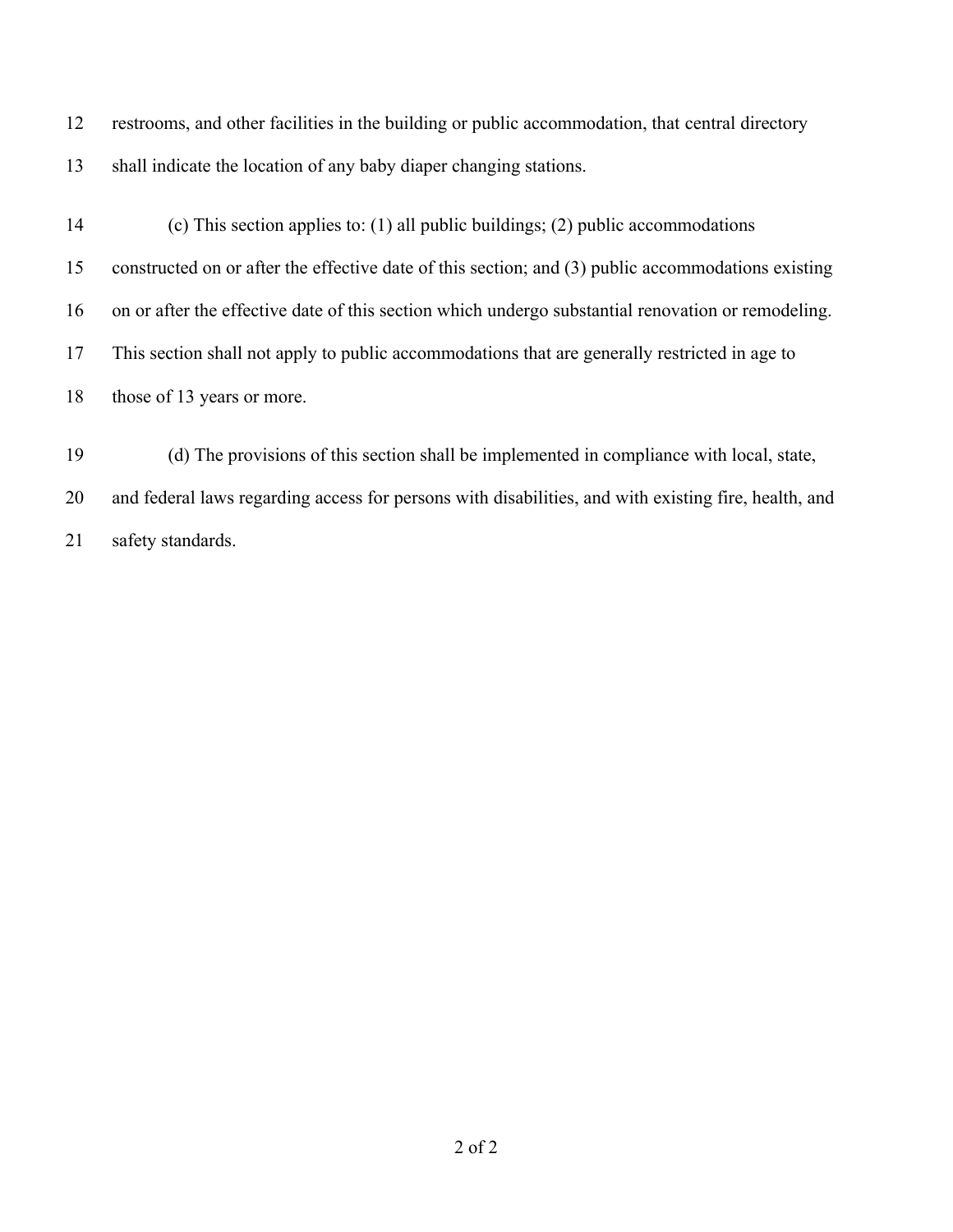restrooms, and other facilities in the building or public accommodation, that central directory shall indicate the location of any baby diaper changing stations.

(c) This section applies to: (1) all public buildings; (2) public accommodations constructed on or after the effective date of this section; and (3) public accommodations existing on or after the effective date of this section which undergo substantial renovation or remodeling. This section shall not apply to public accommodations that are generally restricted in age to those of 13 years or more.

(d) The provisions of this section shall be implemented in compliance with local, state, and federal laws regarding access for persons with disabilities, and with existing fire, health, and safety standards.